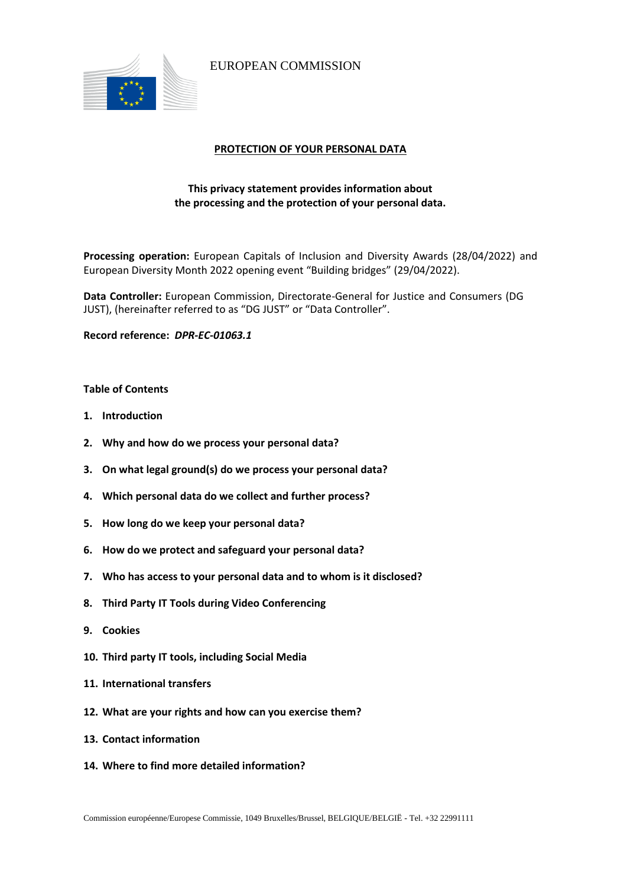EUROPEAN COMMISSION

# PROTECTION OF YOUR PERSONAL DATA

**This privacy statement provides information about the processing and the protection of your personal data.**

**Processing operation:** European Capitals of Inclusion and Diversity Awards (28/04/2022) and European Diversity Month 2022 opening event "Building bridges" (29/04/2022).

**Data Controller:** European Commission, Directorate-General for Justice and Consumers (DG JUST), (hereinafter referred to as "DG JUST" or "Data Controller".

**Record reference:** ***DPR-EC-01063.1***

**Table of Contents**

1. **Introduction**
2. **Why and how do we process your personal data?**
3. **On what legal ground(s) do we process your personal data?**
4. **Which personal data do we collect and further process?**
5. **How long do we keep your personal data?**
6. **How do we protect and safeguard your personal data?**
7. **Who has access to your personal data and to whom is it disclosed?**
8. **Third Party IT Tools during Video Conferencing**
9. **Cookies**
10. **Third party IT tools, including Social Media**
11. **International transfers**
12. **What are your rights and how can you exercise them?**
13. **Contact information**
14. **Where to find more detailed information?**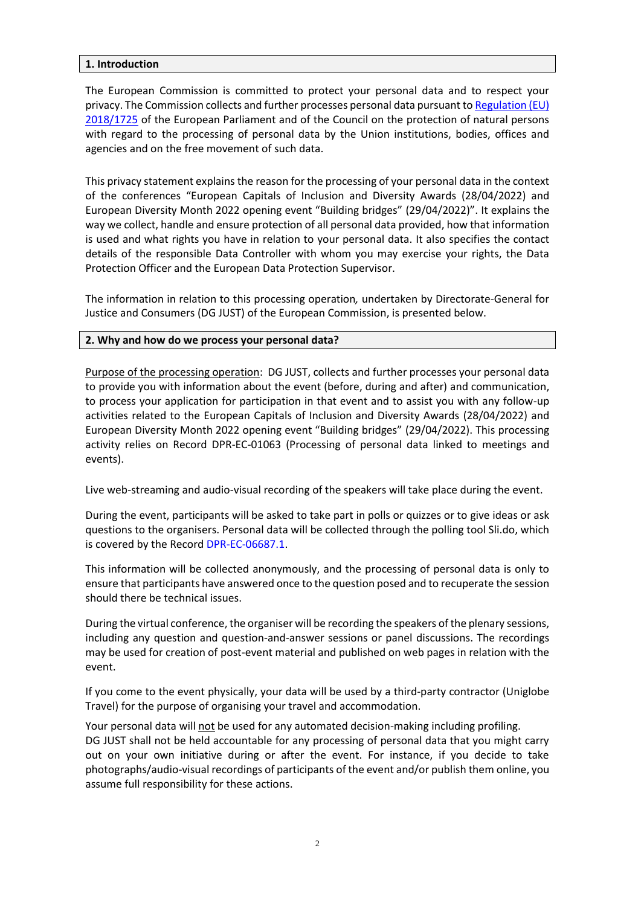## 1. Introduction

The European Commission is committed to protect your personal data and to respect your privacy. The Commission collects and further processes personal data pursuant to Regulation (EU) 2018/1725 of the European Parliament and of the Council on the protection of natural persons with regard to the processing of personal data by the Union institutions, bodies, offices and agencies and on the free movement of such data.

This privacy statement explains the reason for the processing of your personal data in the context of the conferences "European Capitals of Inclusion and Diversity Awards (28/04/2022) and European Diversity Month 2022 opening event "Building bridges" (29/04/2022)". It explains the way we collect, handle and ensure protection of all personal data provided, how that information is used and what rights you have in relation to your personal data. It also specifies the contact details of the responsible Data Controller with whom you may exercise your rights, the Data Protection Officer and the European Data Protection Supervisor.

The information in relation to this processing operation, undertaken by Directorate-General for Justice and Consumers (DG JUST) of the European Commission, is presented below.

## 2. Why and how do we process your personal data?

Purpose of the processing operation: DG JUST, collects and further processes your personal data to provide you with information about the event (before, during and after) and communication, to process your application for participation in that event and to assist you with any follow-up activities related to the European Capitals of Inclusion and Diversity Awards (28/04/2022) and European Diversity Month 2022 opening event "Building bridges" (29/04/2022). This processing activity relies on Record DPR-EC-01063 (Processing of personal data linked to meetings and events).

Live web-streaming and audio-visual recording of the speakers will take place during the event.

During the event, participants will be asked to take part in polls or quizzes or to give ideas or ask questions to the organisers. Personal data will be collected through the polling tool Sli.do, which is covered by the Record DPR-EC-06687.1.

This information will be collected anonymously, and the processing of personal data is only to ensure that participants have answered once to the question posed and to recuperate the session should there be technical issues.

During the virtual conference, the organiser will be recording the speakers of the plenary sessions, including any question and question-and-answer sessions or panel discussions. The recordings may be used for creation of post-event material and published on web pages in relation with the event.

If you come to the event physically, your data will be used by a third-party contractor (Uniglobe Travel) for the purpose of organising your travel and accommodation.

Your personal data will not be used for any automated decision-making including profiling.
DG JUST shall not be held accountable for any processing of personal data that you might carry out on your own initiative during or after the event. For instance, if you decide to take photographs/audio-visual recordings of participants of the event and/or publish them online, you assume full responsibility for these actions.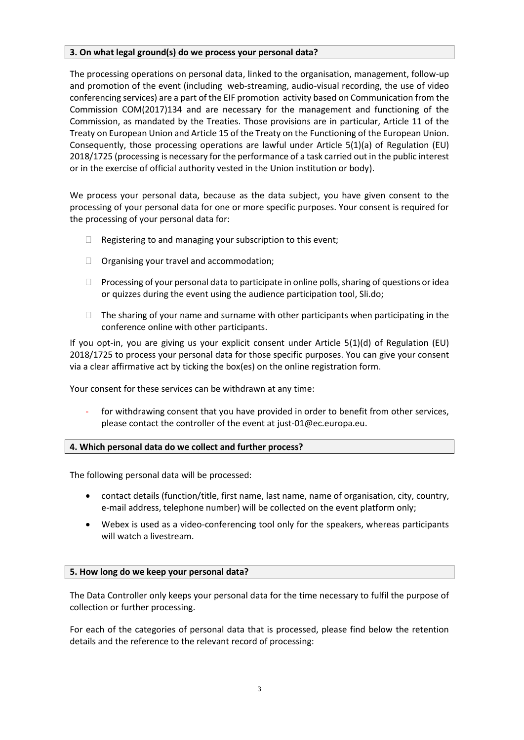### 3. On what legal ground(s) do we process your personal data?

The processing operations on personal data, linked to the organisation, management, follow-up and promotion of the event (including web-streaming, audio-visual recording, the use of video conferencing services) are a part of the EIF promotion activity based on Communication from the Commission COM(2017)134 and are necessary for the management and functioning of the Commission, as mandated by the Treaties. Those provisions are in particular, Article 11 of the Treaty on European Union and Article 15 of the Treaty on the Functioning of the European Union. Consequently, those processing operations are lawful under Article 5(1)(a) of Regulation (EU) 2018/1725 (processing is necessary for the performance of a task carried out in the public interest or in the exercise of official authority vested in the Union institution or body).

We process your personal data, because as the data subject, you have given consent to the processing of your personal data for one or more specific purposes. Your consent is required for the processing of your personal data for:

- Registering to and managing your subscription to this event;
- Organising your travel and accommodation;
- Processing of your personal data to participate in online polls, sharing of questions or idea or quizzes during the event using the audience participation tool, Sli.do;
- The sharing of your name and surname with other participants when participating in the conference online with other participants.

If you opt-in, you are giving us your explicit consent under Article 5(1)(d) of Regulation (EU) 2018/1725 to process your personal data for those specific purposes. You can give your consent via a clear affirmative act by ticking the box(es) on the online registration form.

Your consent for these services can be withdrawn at any time:

- for withdrawing consent that you have provided in order to benefit from other services, please contact the controller of the event at just-01@ec.europa.eu.

### 4. Which personal data do we collect and further process?

The following personal data will be processed:

- contact details (function/title, first name, last name, name of organisation, city, country, e-mail address, telephone number) will be collected on the event platform only;
- Webex is used as a video-conferencing tool only for the speakers, whereas participants will watch a livestream.

### 5. How long do we keep your personal data?

The Data Controller only keeps your personal data for the time necessary to fulfil the purpose of collection or further processing.

For each of the categories of personal data that is processed, please find below the retention details and the reference to the relevant record of processing: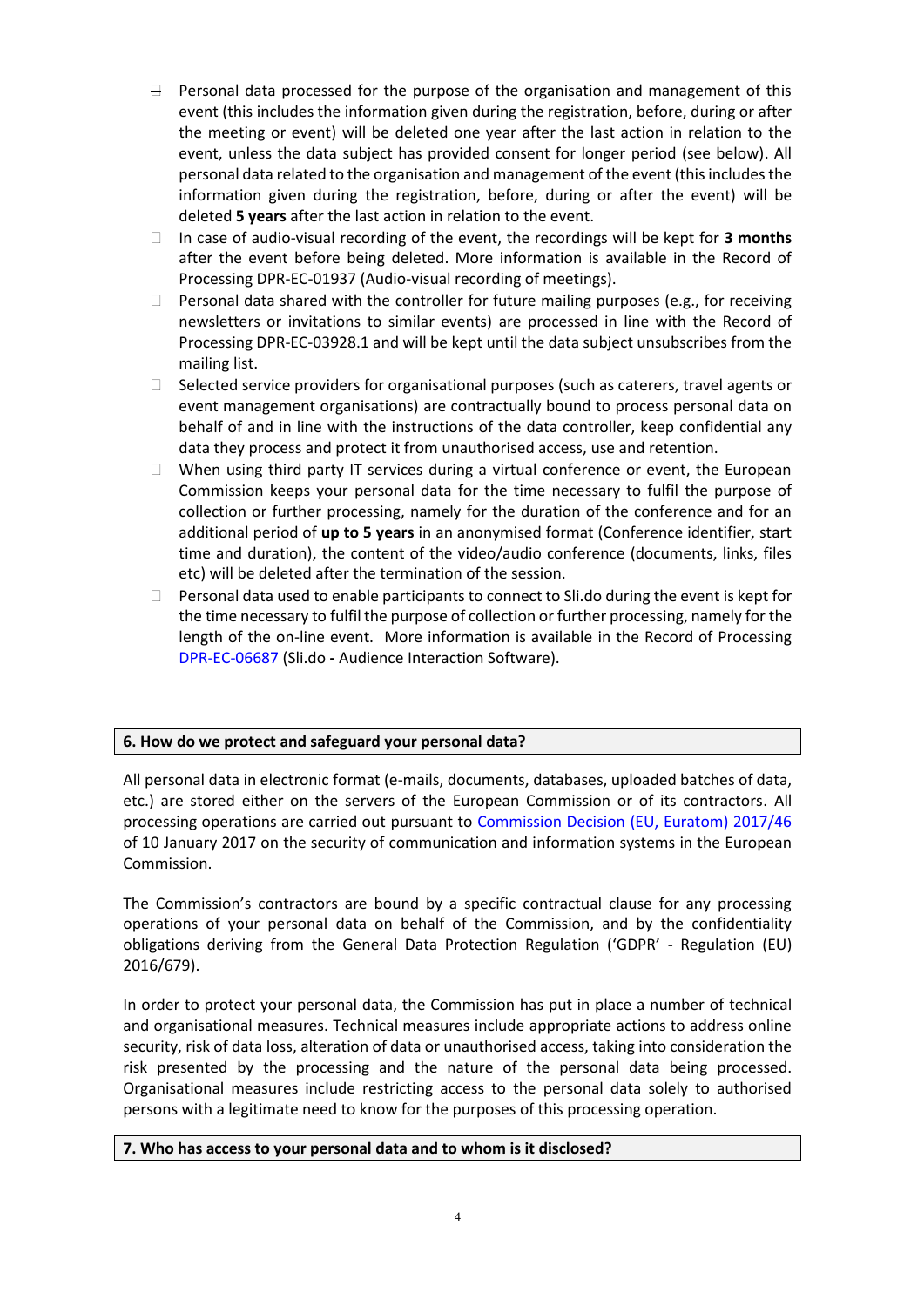- Personal data processed for the purpose of the organisation and management of this event (this includes the information given during the registration, before, during or after the meeting or event) will be deleted one year after the last action in relation to the event, unless the data subject has provided consent for longer period (see below). All personal data related to the organisation and management of the event (this includes the information given during the registration, before, during or after the event) will be deleted **5 years** after the last action in relation to the event.
- In case of audio-visual recording of the event, the recordings will be kept for **3 months** after the event before being deleted. More information is available in the Record of Processing DPR-EC-01937 (Audio-visual recording of meetings).
- Personal data shared with the controller for future mailing purposes (e.g., for receiving newsletters or invitations to similar events) are processed in line with the Record of Processing DPR-EC-03928.1 and will be kept until the data subject unsubscribes from the mailing list.
- Selected service providers for organisational purposes (such as caterers, travel agents or event management organisations) are contractually bound to process personal data on behalf of and in line with the instructions of the data controller, keep confidential any data they process and protect it from unauthorised access, use and retention.
- When using third party IT services during a virtual conference or event, the European Commission keeps your personal data for the time necessary to fulfil the purpose of collection or further processing, namely for the duration of the conference and for an additional period of **up to 5 years** in an anonymised format (Conference identifier, start time and duration), the content of the video/audio conference (documents, links, files etc) will be deleted after the termination of the session.
- Personal data used to enable participants to connect to Sli.do during the event is kept for the time necessary to fulfil the purpose of collection or further processing, namely for the length of the on-line event. More information is available in the Record of Processing DPR-EC-06687 (Sli.do **-** Audience Interaction Software).

## 6. How do we protect and safeguard your personal data?

All personal data in electronic format (e-mails, documents, databases, uploaded batches of data, etc.) are stored either on the servers of the European Commission or of its contractors. All processing operations are carried out pursuant to Commission Decision (EU, Euratom) 2017/46 of 10 January 2017 on the security of communication and information systems in the European Commission.

The Commission's contractors are bound by a specific contractual clause for any processing operations of your personal data on behalf of the Commission, and by the confidentiality obligations deriving from the General Data Protection Regulation ('GDPR' - Regulation (EU) 2016/679).

In order to protect your personal data, the Commission has put in place a number of technical and organisational measures. Technical measures include appropriate actions to address online security, risk of data loss, alteration of data or unauthorised access, taking into consideration the risk presented by the processing and the nature of the personal data being processed. Organisational measures include restricting access to the personal data solely to authorised persons with a legitimate need to know for the purposes of this processing operation.

## 7. Who has access to your personal data and to whom is it disclosed?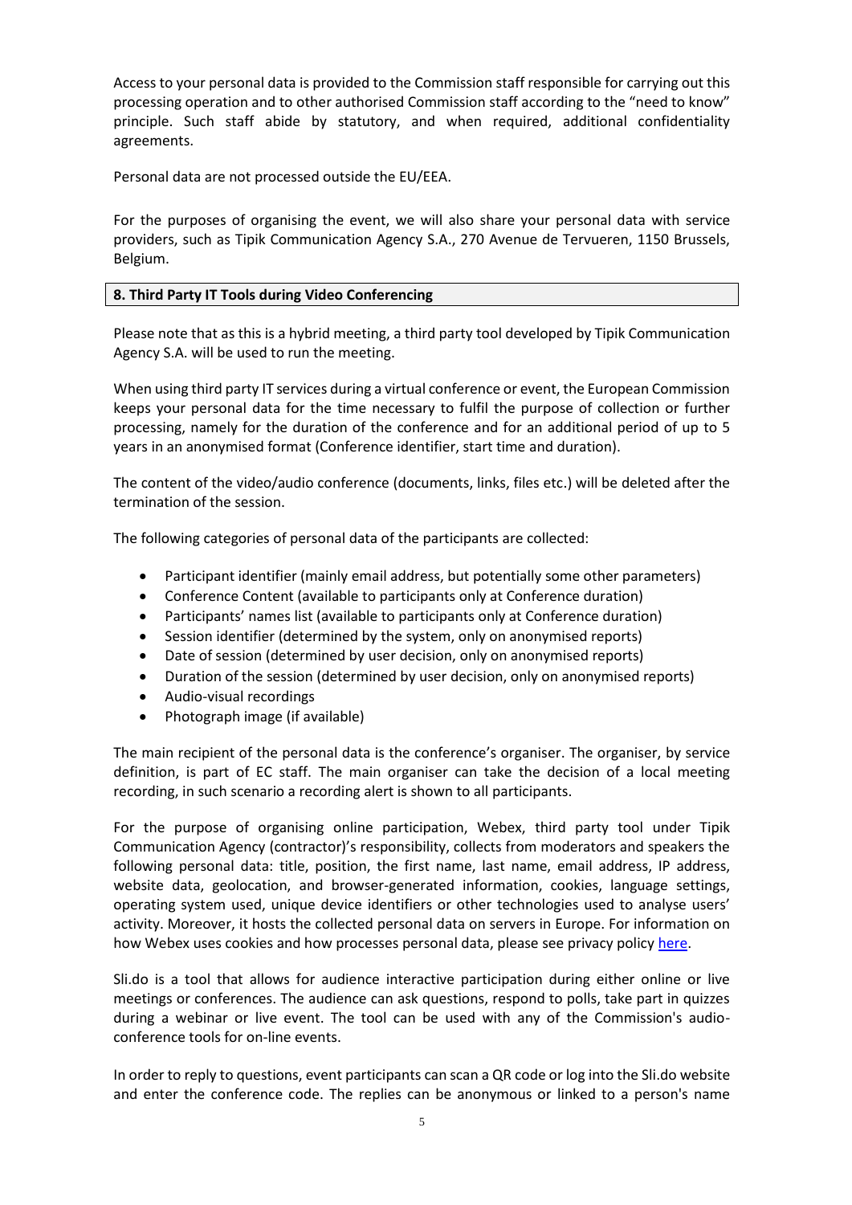Access to your personal data is provided to the Commission staff responsible for carrying out this processing operation and to other authorised Commission staff according to the "need to know" principle. Such staff abide by statutory, and when required, additional confidentiality agreements.

Personal data are not processed outside the EU/EEA.

For the purposes of organising the event, we will also share your personal data with service providers, such as Tipik Communication Agency S.A., 270 Avenue de Tervueren, 1150 Brussels, Belgium.

## 8. Third Party IT Tools during Video Conferencing

Please note that as this is a hybrid meeting, a third party tool developed by Tipik Communication Agency S.A. will be used to run the meeting.

When using third party IT services during a virtual conference or event, the European Commission keeps your personal data for the time necessary to fulfil the purpose of collection or further processing, namely for the duration of the conference and for an additional period of up to 5 years in an anonymised format (Conference identifier, start time and duration).

The content of the video/audio conference (documents, links, files etc.) will be deleted after the termination of the session.

The following categories of personal data of the participants are collected:

- Participant identifier (mainly email address, but potentially some other parameters)
- Conference Content (available to participants only at Conference duration)
- Participants' names list (available to participants only at Conference duration)
- Session identifier (determined by the system, only on anonymised reports)
- Date of session (determined by user decision, only on anonymised reports)
- Duration of the session (determined by user decision, only on anonymised reports)
- Audio-visual recordings
- Photograph image (if available)

The main recipient of the personal data is the conference's organiser. The organiser, by service definition, is part of EC staff. The main organiser can take the decision of a local meeting recording, in such scenario a recording alert is shown to all participants.

For the purpose of organising online participation, Webex, third party tool under Tipik Communication Agency (contractor)'s responsibility, collects from moderators and speakers the following personal data: title, position, the first name, last name, email address, IP address, website data, geolocation, and browser-generated information, cookies, language settings, operating system used, unique device identifiers or other technologies used to analyse users' activity. Moreover, it hosts the collected personal data on servers in Europe. For information on how Webex uses cookies and how processes personal data, please see privacy policy here.

Sli.do is a tool that allows for audience interactive participation during either online or live meetings or conferences. The audience can ask questions, respond to polls, take part in quizzes during a webinar or live event. The tool can be used with any of the Commission's audio-conference tools for on-line events.

In order to reply to questions, event participants can scan a QR code or log into the Sli.do website and enter the conference code. The replies can be anonymous or linked to a person's name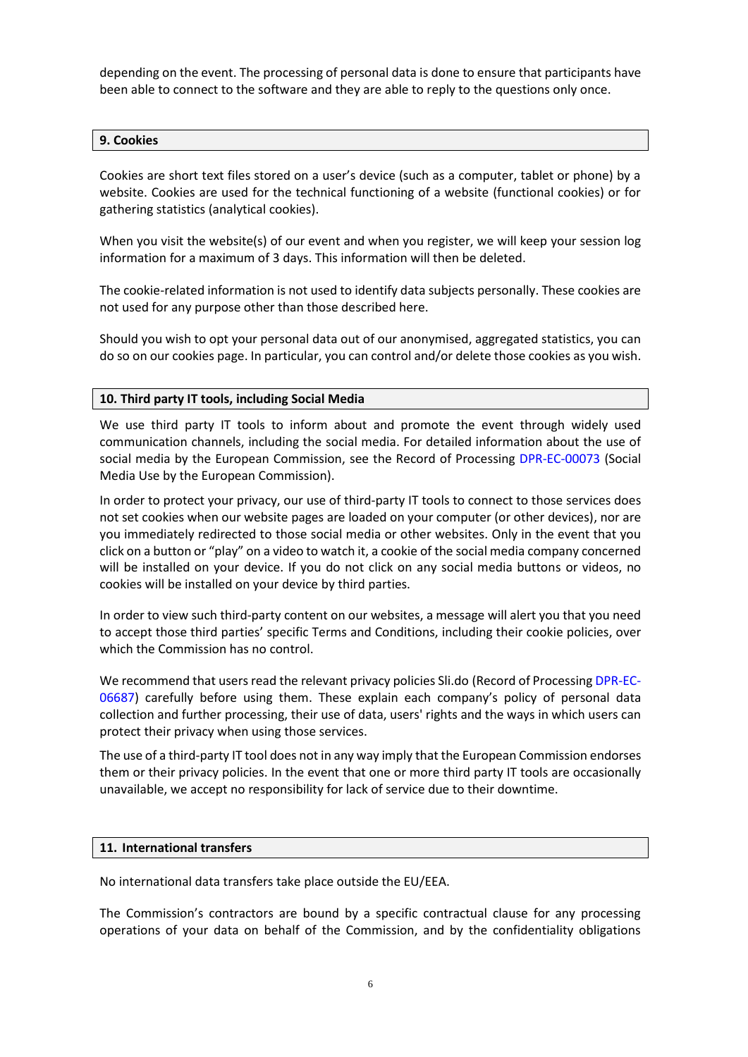depending on the event. The processing of personal data is done to ensure that participants have been able to connect to the software and they are able to reply to the questions only once.

## 9. Cookies

Cookies are short text files stored on a user's device (such as a computer, tablet or phone) by a website. Cookies are used for the technical functioning of a website (functional cookies) or for gathering statistics (analytical cookies).

When you visit the website(s) of our event and when you register, we will keep your session log information for a maximum of 3 days. This information will then be deleted.

The cookie-related information is not used to identify data subjects personally. These cookies are not used for any purpose other than those described here.

Should you wish to opt your personal data out of our anonymised, aggregated statistics, you can do so on our cookies page. In particular, you can control and/or delete those cookies as you wish.

## 10. Third party IT tools, including Social Media

We use third party IT tools to inform about and promote the event through widely used communication channels, including the social media. For detailed information about the use of social media by the European Commission, see the Record of Processing DPR-EC-00073 (Social Media Use by the European Commission).

In order to protect your privacy, our use of third-party IT tools to connect to those services does not set cookies when our website pages are loaded on your computer (or other devices), nor are you immediately redirected to those social media or other websites. Only in the event that you click on a button or "play" on a video to watch it, a cookie of the social media company concerned will be installed on your device. If you do not click on any social media buttons or videos, no cookies will be installed on your device by third parties.

In order to view such third-party content on our websites, a message will alert you that you need to accept those third parties' specific Terms and Conditions, including their cookie policies, over which the Commission has no control.

We recommend that users read the relevant privacy policies Sli.do (Record of Processing DPR-EC-06687) carefully before using them. These explain each company's policy of personal data collection and further processing, their use of data, users' rights and the ways in which users can protect their privacy when using those services.

The use of a third-party IT tool does not in any way imply that the European Commission endorses them or their privacy policies. In the event that one or more third party IT tools are occasionally unavailable, we accept no responsibility for lack of service due to their downtime.

## 11. International transfers

No international data transfers take place outside the EU/EEA.

The Commission's contractors are bound by a specific contractual clause for any processing operations of your data on behalf of the Commission, and by the confidentiality obligations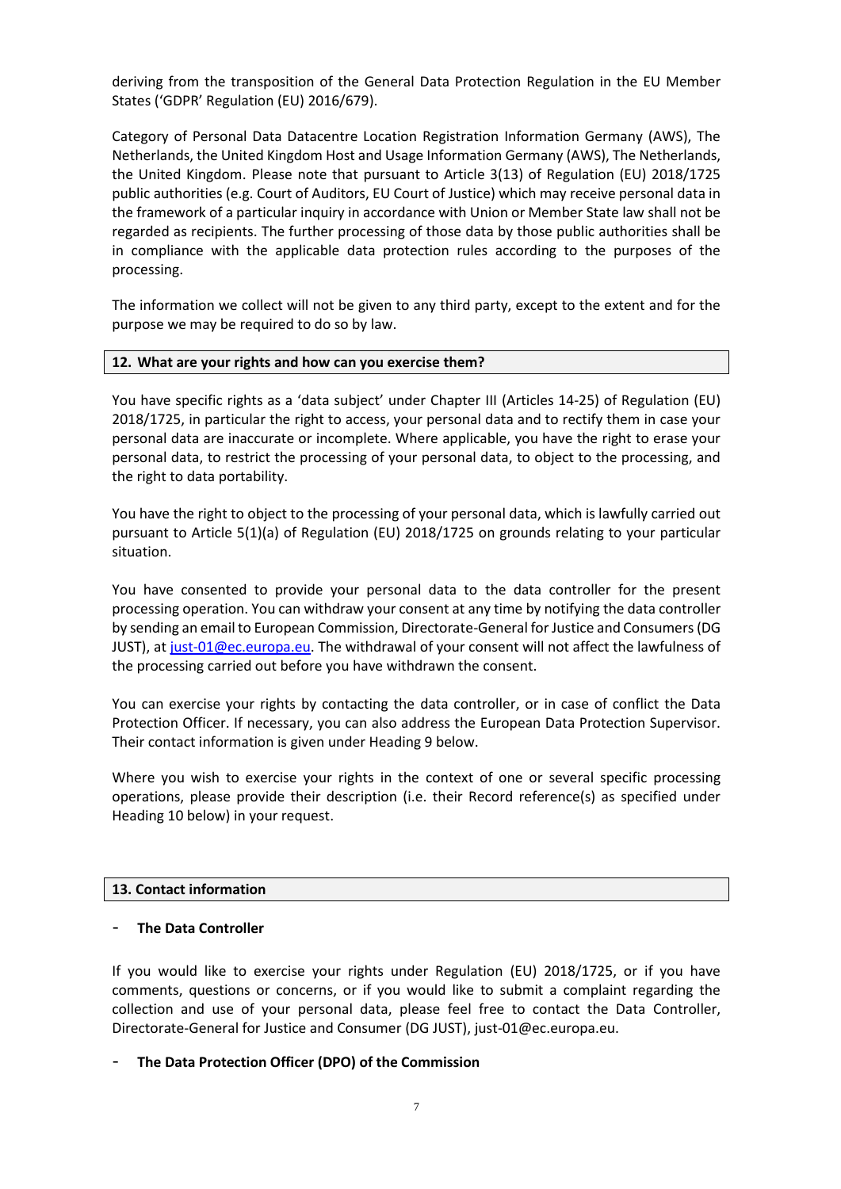deriving from the transposition of the General Data Protection Regulation in the EU Member States ('GDPR' Regulation (EU) 2016/679).

Category of Personal Data Datacentre Location Registration Information Germany (AWS), The Netherlands, the United Kingdom Host and Usage Information Germany (AWS), The Netherlands, the United Kingdom. Please note that pursuant to Article 3(13) of Regulation (EU) 2018/1725 public authorities (e.g. Court of Auditors, EU Court of Justice) which may receive personal data in the framework of a particular inquiry in accordance with Union or Member State law shall not be regarded as recipients. The further processing of those data by those public authorities shall be in compliance with the applicable data protection rules according to the purposes of the processing.

The information we collect will not be given to any third party, except to the extent and for the purpose we may be required to do so by law.

## 12. What are your rights and how can you exercise them?

You have specific rights as a 'data subject' under Chapter III (Articles 14-25) of Regulation (EU) 2018/1725, in particular the right to access, your personal data and to rectify them in case your personal data are inaccurate or incomplete. Where applicable, you have the right to erase your personal data, to restrict the processing of your personal data, to object to the processing, and the right to data portability.

You have the right to object to the processing of your personal data, which is lawfully carried out pursuant to Article 5(1)(a) of Regulation (EU) 2018/1725 on grounds relating to your particular situation.

You have consented to provide your personal data to the data controller for the present processing operation. You can withdraw your consent at any time by notifying the data controller by sending an email to European Commission, Directorate-General for Justice and Consumers (DG JUST), at just-01@ec.europa.eu. The withdrawal of your consent will not affect the lawfulness of the processing carried out before you have withdrawn the consent.

You can exercise your rights by contacting the data controller, or in case of conflict the Data Protection Officer. If necessary, you can also address the European Data Protection Supervisor. Their contact information is given under Heading 9 below.

Where you wish to exercise your rights in the context of one or several specific processing operations, please provide their description (i.e. their Record reference(s) as specified under Heading 10 below) in your request.

## 13. Contact information

- **The Data Controller**

If you would like to exercise your rights under Regulation (EU) 2018/1725, or if you have comments, questions or concerns, or if you would like to submit a complaint regarding the collection and use of your personal data, please feel free to contact the Data Controller, Directorate-General for Justice and Consumer (DG JUST), just-01@ec.europa.eu.

- **The Data Protection Officer (DPO) of the Commission**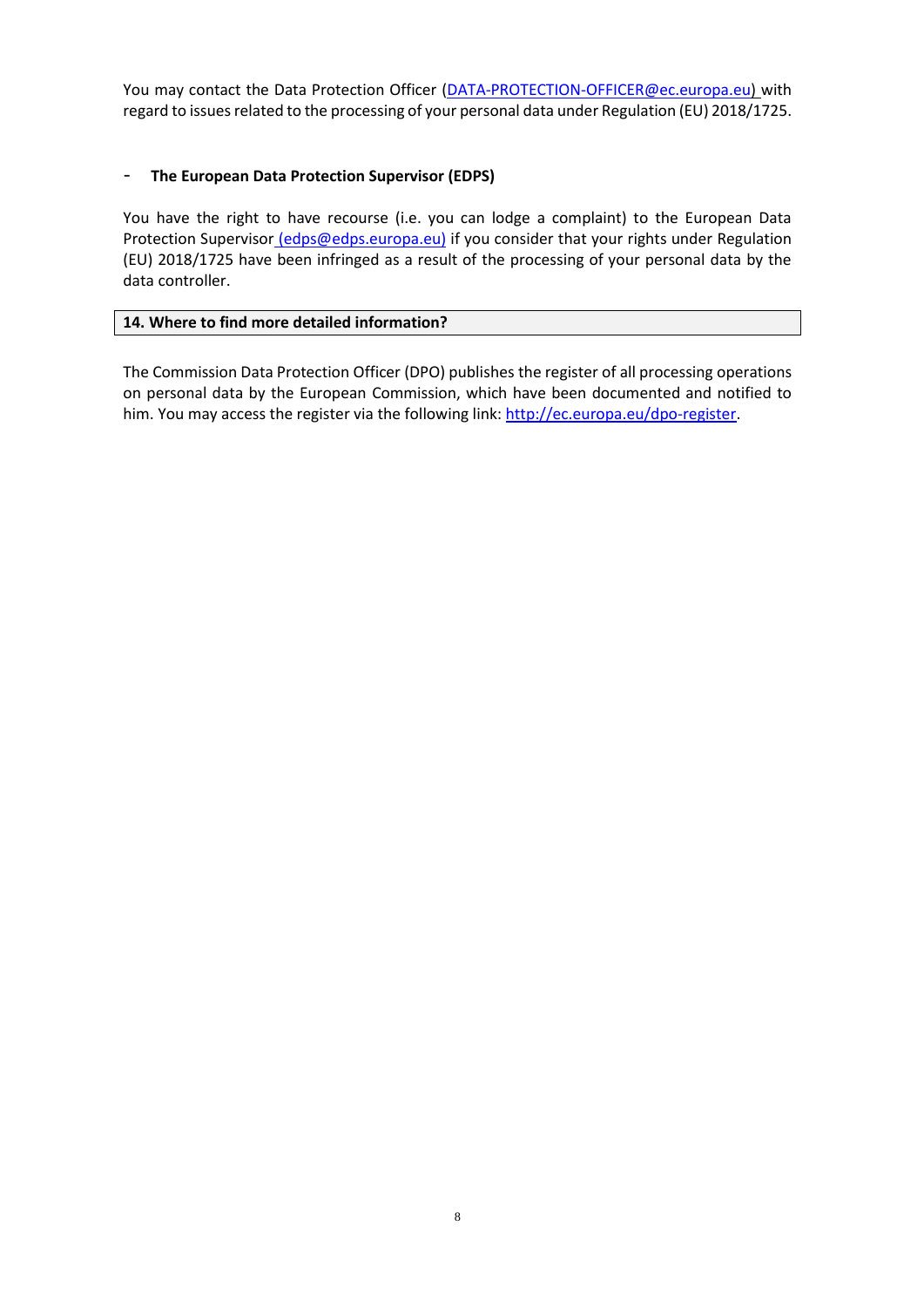You may contact the Data Protection Officer (DATA-PROTECTION-OFFICER@ec.europa.eu) with regard to issues related to the processing of your personal data under Regulation (EU) 2018/1725.

- **The European Data Protection Supervisor (EDPS)**

You have the right to have recourse (i.e. you can lodge a complaint) to the European Data Protection Supervisor (edps@edps.europa.eu) if you consider that your rights under Regulation (EU) 2018/1725 have been infringed as a result of the processing of your personal data by the data controller.

## 14. Where to find more detailed information?

The Commission Data Protection Officer (DPO) publishes the register of all processing operations on personal data by the European Commission, which have been documented and notified to him. You may access the register via the following link: http://ec.europa.eu/dpo-register.